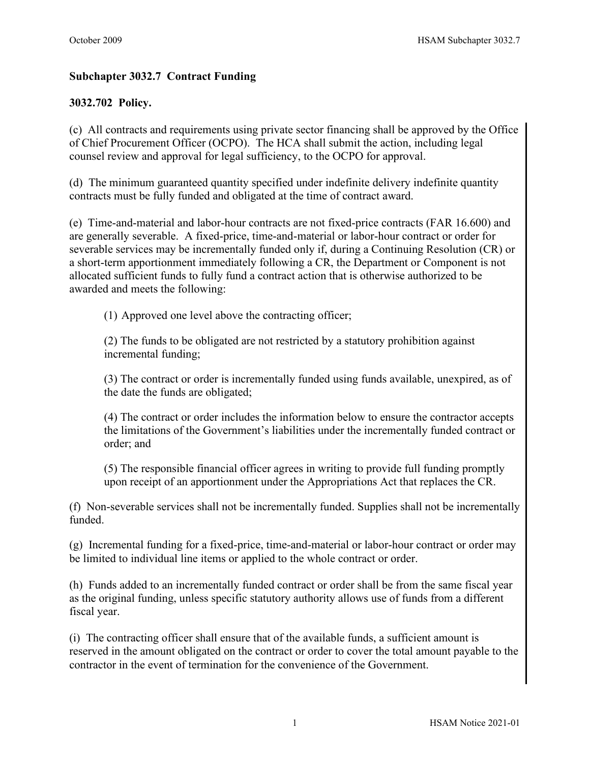## Subchapter 3032.7 Contract Funding

### 3032.702 Policy.

(c) All contracts and requirements using private sector financing shall be approved by the Office of Chief Procurement Officer (OCPO). The HCA shall submit the action, including legal counsel review and approval for legal sufficiency, to the OCPO for approval.

(d) The minimum guaranteed quantity specified under indefinite delivery indefinite quantity contracts must be fully funded and obligated at the time of contract award.

(e) Time-and-material and labor-hour contracts are not fixed-price contracts (FAR 16.600) and are generally severable. A fixed-price, time-and-material or labor-hour contract or order for severable services may be incrementally funded only if, during a Continuing Resolution (CR) or a short-term apportionment immediately following a CR, the Department or Component is not allocated sufficient funds to fully fund a contract action that is otherwise authorized to be awarded and meets the following:

(1) Approved one level above the contracting officer;

(2) The funds to be obligated are not restricted by a statutory prohibition against incremental funding;

(3) The contract or order is incrementally funded using funds available, unexpired, as of the date the funds are obligated;

(4) The contract or order includes the information below to ensure the contractor accepts the limitations of the Government's liabilities under the incrementally funded contract or order; and

(5) The responsible financial officer agrees in writing to provide full funding promptly upon receipt of an apportionment under the Appropriations Act that replaces the CR.

(f) Non-severable services shall not be incrementally funded. Supplies shall not be incrementally funded.

(g) Incremental funding for a fixed-price, time-and-material or labor-hour contract or order may be limited to individual line items or applied to the whole contract or order.

(h) Funds added to an incrementally funded contract or order shall be from the same fiscal year as the original funding, unless specific statutory authority allows use of funds from a different fiscal year.

(i) The contracting officer shall ensure that of the available funds, a sufficient amount is reserved in the amount obligated on the contract or order to cover the total amount payable to the contractor in the event of termination for the convenience of the Government.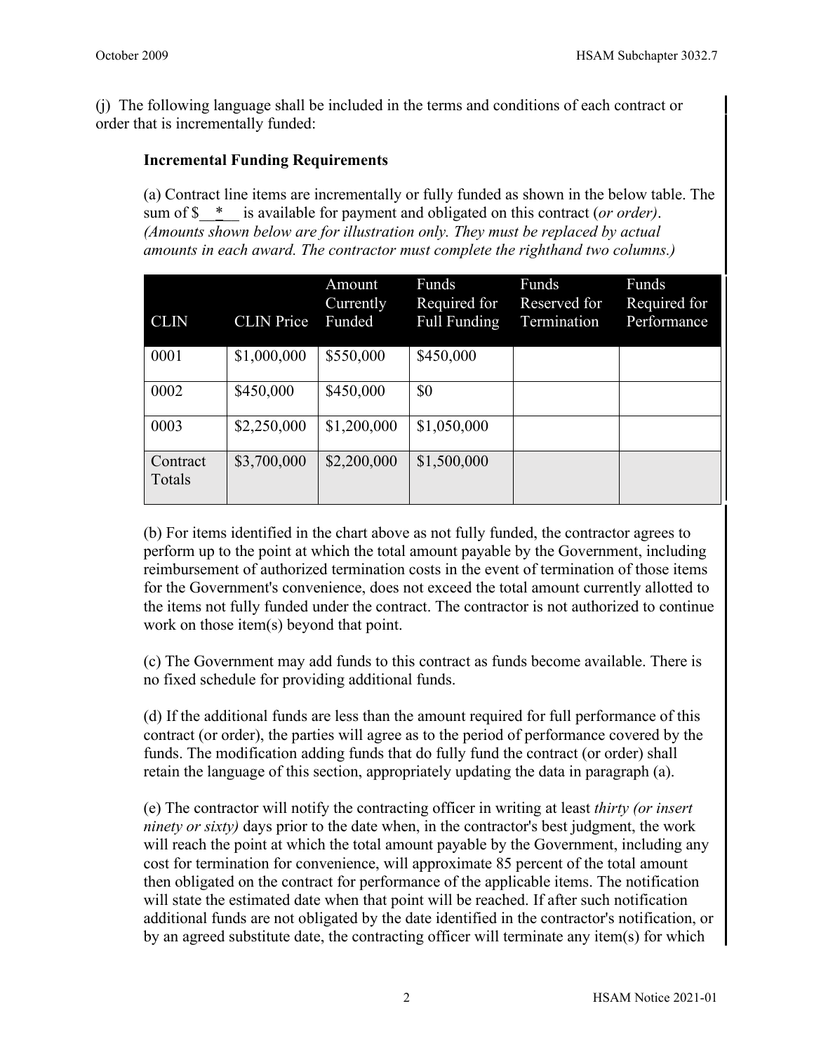(j) The following language shall be included in the terms and conditions of each contract or order that is incrementally funded:

**Incremental Funding Requirements**

(a) Contract line items are incrementally or fully funded as shown in the below table. The sum of $__*__ is available for payment and obligated on this contract (*or order)*. *(Amounts shown below are for illustration only. They must be replaced by actual amounts in each award. The contractor must complete the righthand two columns.)*

| CLIN | CLIN Price | Amount Currently Funded | Funds Required for Full Funding | Funds Reserved for Termination | Funds Required for Performance |
|---|---|---|---|---|---|
| 0001 | $1,000,000 | $550,000 | $450,000 | | |
| 0002 | $450,000 | $450,000 | $0 | | |
| 0003 | $2,250,000 | $1,200,000 | $1,050,000 | | |
| Contract Totals | $3,700,000 | $2,200,000 | $1,500,000 | | |

(b) For items identified in the chart above as not fully funded, the contractor agrees to perform up to the point at which the total amount payable by the Government, including reimbursement of authorized termination costs in the event of termination of those items for the Government's convenience, does not exceed the total amount currently allotted to the items not fully funded under the contract. The contractor is not authorized to continue work on those item(s) beyond that point.

(c) The Government may add funds to this contract as funds become available. There is no fixed schedule for providing additional funds.

(d) If the additional funds are less than the amount required for full performance of this contract (or order), the parties will agree as to the period of performance covered by the funds. The modification adding funds that do fully fund the contract (or order) shall retain the language of this section, appropriately updating the data in paragraph (a).

(e) The contractor will notify the contracting officer in writing at least *thirty (or insert ninety or sixty)* days prior to the date when, in the contractor's best judgment, the work will reach the point at which the total amount payable by the Government, including any cost for termination for convenience, will approximate 85 percent of the total amount then obligated on the contract for performance of the applicable items. The notification will state the estimated date when that point will be reached. If after such notification additional funds are not obligated by the date identified in the contractor's notification, or by an agreed substitute date, the contracting officer will terminate any item(s) for which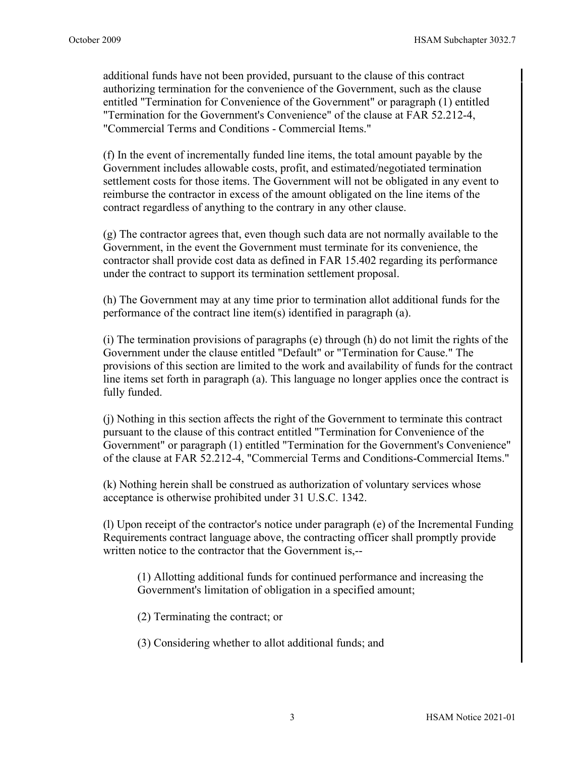additional funds have not been provided, pursuant to the clause of this contract authorizing termination for the convenience of the Government, such as the clause entitled "Termination for Convenience of the Government" or paragraph (1) entitled "Termination for the Government's Convenience" of the clause at FAR 52.212-4, "Commercial Terms and Conditions - Commercial Items."

(f) In the event of incrementally funded line items, the total amount payable by the Government includes allowable costs, profit, and estimated/negotiated termination settlement costs for those items. The Government will not be obligated in any event to reimburse the contractor in excess of the amount obligated on the line items of the contract regardless of anything to the contrary in any other clause.

(g) The contractor agrees that, even though such data are not normally available to the Government, in the event the Government must terminate for its convenience, the contractor shall provide cost data as defined in FAR 15.402 regarding its performance under the contract to support its termination settlement proposal.

(h) The Government may at any time prior to termination allot additional funds for the performance of the contract line item(s) identified in paragraph (a).

(i) The termination provisions of paragraphs (e) through (h) do not limit the rights of the Government under the clause entitled "Default" or "Termination for Cause." The provisions of this section are limited to the work and availability of funds for the contract line items set forth in paragraph (a). This language no longer applies once the contract is fully funded.

(j) Nothing in this section affects the right of the Government to terminate this contract pursuant to the clause of this contract entitled "Termination for Convenience of the Government" or paragraph (1) entitled "Termination for the Government's Convenience" of the clause at FAR 52.212-4, "Commercial Terms and Conditions-Commercial Items."

(k) Nothing herein shall be construed as authorization of voluntary services whose acceptance is otherwise prohibited under 31 U.S.C. 1342.

(l) Upon receipt of the contractor's notice under paragraph (e) of the Incremental Funding Requirements contract language above, the contracting officer shall promptly provide written notice to the contractor that the Government is,--

(1) Allotting additional funds for continued performance and increasing the Government's limitation of obligation in a specified amount;

(2) Terminating the contract; or

(3) Considering whether to allot additional funds; and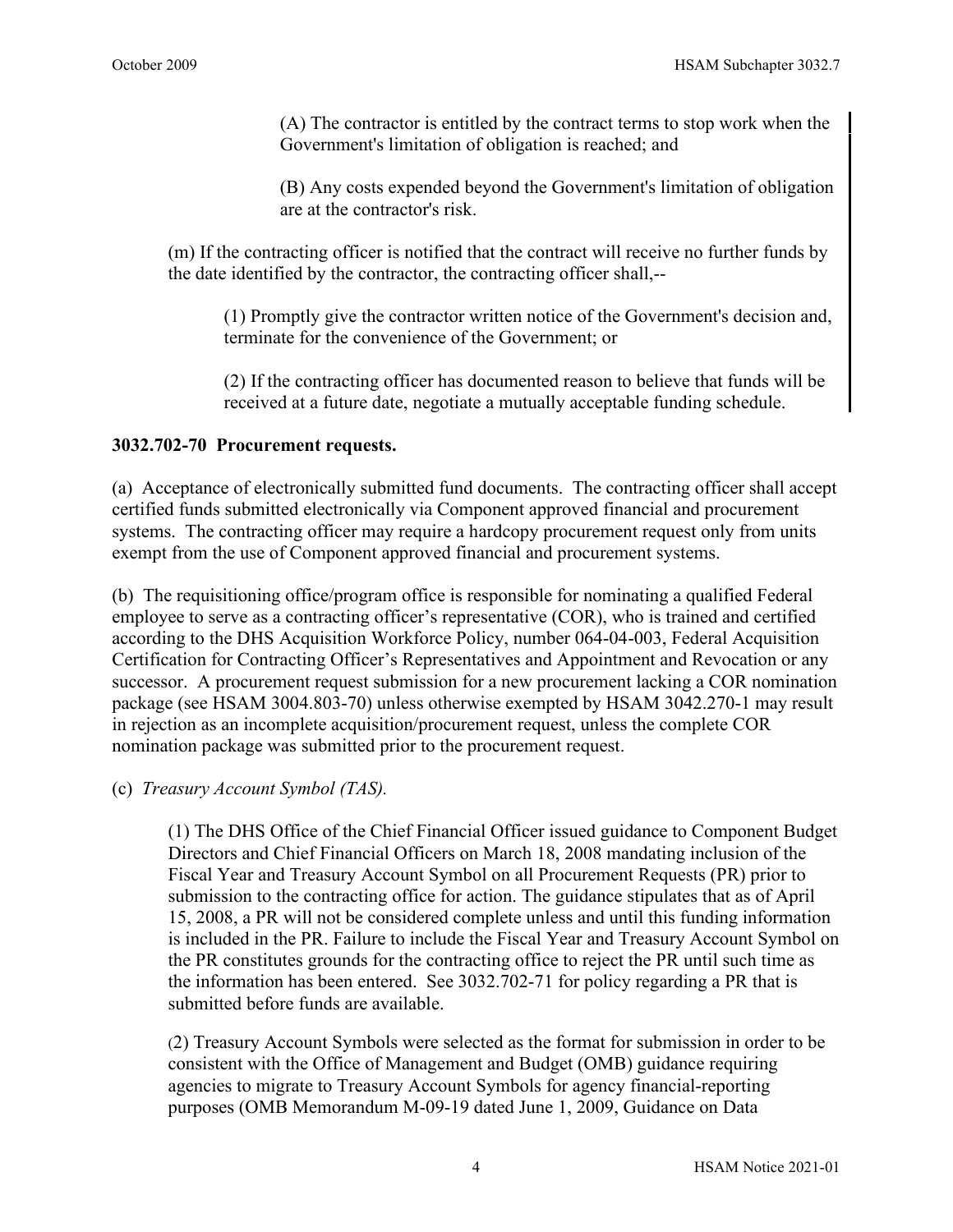(A) The contractor is entitled by the contract terms to stop work when the Government's limitation of obligation is reached; and

(B) Any costs expended beyond the Government's limitation of obligation are at the contractor's risk.

(m) If the contracting officer is notified that the contract will receive no further funds by the date identified by the contractor, the contracting officer shall,--

(1) Promptly give the contractor written notice of the Government's decision and, terminate for the convenience of the Government; or

(2) If the contracting officer has documented reason to believe that funds will be received at a future date, negotiate a mutually acceptable funding schedule.

**3032.702-70 Procurement requests.**

(a) Acceptance of electronically submitted fund documents. The contracting officer shall accept certified funds submitted electronically via Component approved financial and procurement systems. The contracting officer may require a hardcopy procurement request only from units exempt from the use of Component approved financial and procurement systems.

(b) The requisitioning office/program office is responsible for nominating a qualified Federal employee to serve as a contracting officer's representative (COR), who is trained and certified according to the DHS Acquisition Workforce Policy, number 064-04-003, Federal Acquisition Certification for Contracting Officer's Representatives and Appointment and Revocation or any successor. A procurement request submission for a new procurement lacking a COR nomination package (see HSAM 3004.803-70) unless otherwise exempted by HSAM 3042.270-1 may result in rejection as an incomplete acquisition/procurement request, unless the complete COR nomination package was submitted prior to the procurement request.

(c) *Treasury Account Symbol (TAS).*

(1) The DHS Office of the Chief Financial Officer issued guidance to Component Budget Directors and Chief Financial Officers on March 18, 2008 mandating inclusion of the Fiscal Year and Treasury Account Symbol on all Procurement Requests (PR) prior to submission to the contracting office for action. The guidance stipulates that as of April 15, 2008, a PR will not be considered complete unless and until this funding information is included in the PR. Failure to include the Fiscal Year and Treasury Account Symbol on the PR constitutes grounds for the contracting office to reject the PR until such time as the information has been entered. See 3032.702-71 for policy regarding a PR that is submitted before funds are available.

(2) Treasury Account Symbols were selected as the format for submission in order to be consistent with the Office of Management and Budget (OMB) guidance requiring agencies to migrate to Treasury Account Symbols for agency financial-reporting purposes (OMB Memorandum M-09-19 dated June 1, 2009, Guidance on Data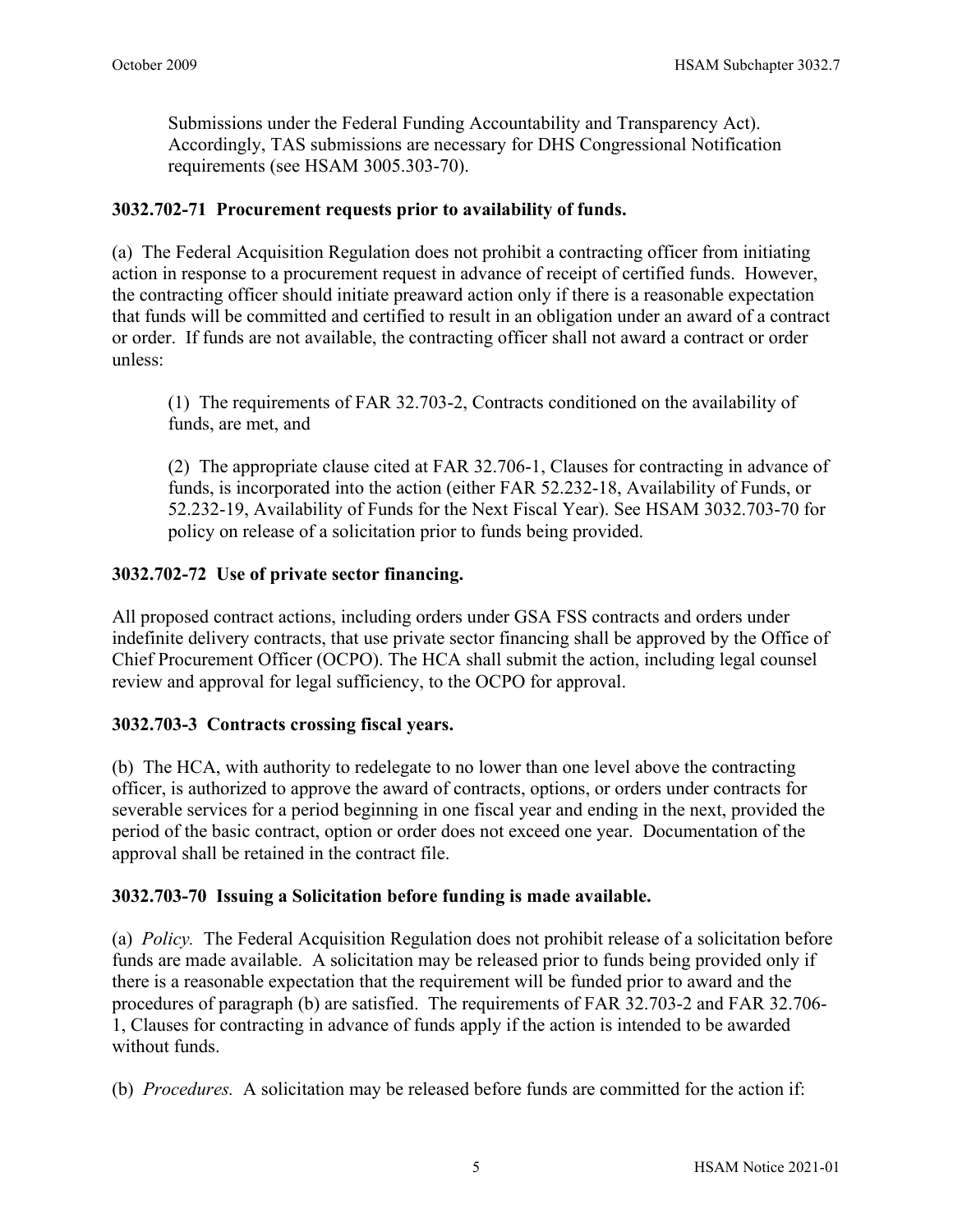Submissions under the Federal Funding Accountability and Transparency Act). Accordingly, TAS submissions are necessary for DHS Congressional Notification requirements (see HSAM 3005.303-70).

**3032.702-71 Procurement requests prior to availability of funds.**

(a) The Federal Acquisition Regulation does not prohibit a contracting officer from initiating action in response to a procurement request in advance of receipt of certified funds. However, the contracting officer should initiate preaward action only if there is a reasonable expectation that funds will be committed and certified to result in an obligation under an award of a contract or order. If funds are not available, the contracting officer shall not award a contract or order unless:

(1) The requirements of FAR 32.703-2, Contracts conditioned on the availability of funds, are met, and

(2) The appropriate clause cited at FAR 32.706-1, Clauses for contracting in advance of funds, is incorporated into the action (either FAR 52.232-18, Availability of Funds, or 52.232-19, Availability of Funds for the Next Fiscal Year). See HSAM 3032.703-70 for policy on release of a solicitation prior to funds being provided.

**3032.702-72 Use of private sector financing.**

All proposed contract actions, including orders under GSA FSS contracts and orders under indefinite delivery contracts, that use private sector financing shall be approved by the Office of Chief Procurement Officer (OCPO). The HCA shall submit the action, including legal counsel review and approval for legal sufficiency, to the OCPO for approval.

**3032.703-3 Contracts crossing fiscal years.**

(b) The HCA, with authority to redelegate to no lower than one level above the contracting officer, is authorized to approve the award of contracts, options, or orders under contracts for severable services for a period beginning in one fiscal year and ending in the next, provided the period of the basic contract, option or order does not exceed one year. Documentation of the approval shall be retained in the contract file.

**3032.703-70 Issuing a Solicitation before funding is made available.**

(a) *Policy.* The Federal Acquisition Regulation does not prohibit release of a solicitation before funds are made available. A solicitation may be released prior to funds being provided only if there is a reasonable expectation that the requirement will be funded prior to award and the procedures of paragraph (b) are satisfied. The requirements of FAR 32.703-2 and FAR 32.706-1, Clauses for contracting in advance of funds apply if the action is intended to be awarded without funds.

(b) *Procedures.* A solicitation may be released before funds are committed for the action if: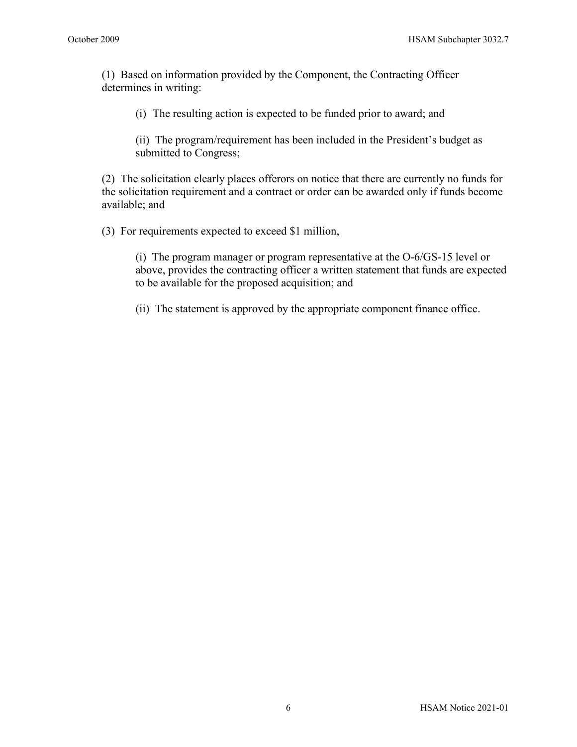(1) Based on information provided by the Component, the Contracting Officer determines in writing:

(i) The resulting action is expected to be funded prior to award; and

(ii) The program/requirement has been included in the President's budget as submitted to Congress;

(2) The solicitation clearly places offerors on notice that there are currently no funds for the solicitation requirement and a contract or order can be awarded only if funds become available; and

(3) For requirements expected to exceed $1 million,

(i) The program manager or program representative at the O-6/GS-15 level or above, provides the contracting officer a written statement that funds are expected to be available for the proposed acquisition; and

(ii) The statement is approved by the appropriate component finance office.